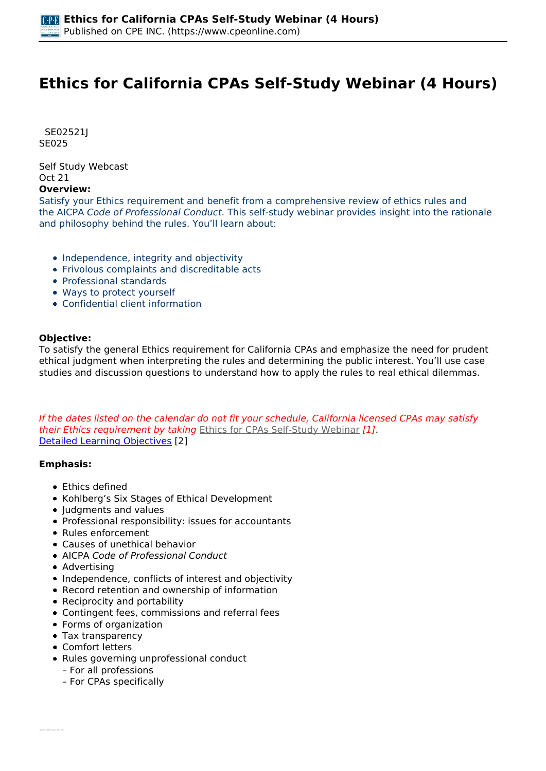# Ethics for California CPAs Self-Study Webinar (4 Hours)

SE02521J
SE025

Self Study Webcast
Oct 21
**Overview:**
Satisfy your Ethics requirement and benefit from a comprehensive review of ethics rules and the AICPA *Code of Professional Conduct*. This self-study webinar provides insight into the rationale and philosophy behind the rules. You'll learn about:

- Independence, integrity and objectivity
- Frivolous complaints and discreditable acts
- Professional standards
- Ways to protect yourself
- Confidential client information

**Objective:**
To satisfy the general Ethics requirement for California CPAs and emphasize the need for prudent ethical judgment when interpreting the rules and determining the public interest. You'll use case studies and discussion questions to understand how to apply the rules to real ethical dilemmas.

*If the dates listed on the calendar do not fit your schedule, California licensed CPAs may satisfy their Ethics requirement by taking* Ethics for CPAs Self-Study Webinar *[1]*.
Detailed Learning Objectives [2]

**Emphasis:**

- Ethics defined
- Kohlberg's Six Stages of Ethical Development
- Judgments and values
- Professional responsibility: issues for accountants
- Rules enforcement
- Causes of unethical behavior
- AICPA *Code of Professional Conduct*
- Advertising
- Independence, conflicts of interest and objectivity
- Record retention and ownership of information
- Reciprocity and portability
- Contingent fees, commissions and referral fees
- Forms of organization
- Tax transparency
- Comfort letters
- Rules governing unprofessional conduct
  – For all professions
  – For CPAs specifically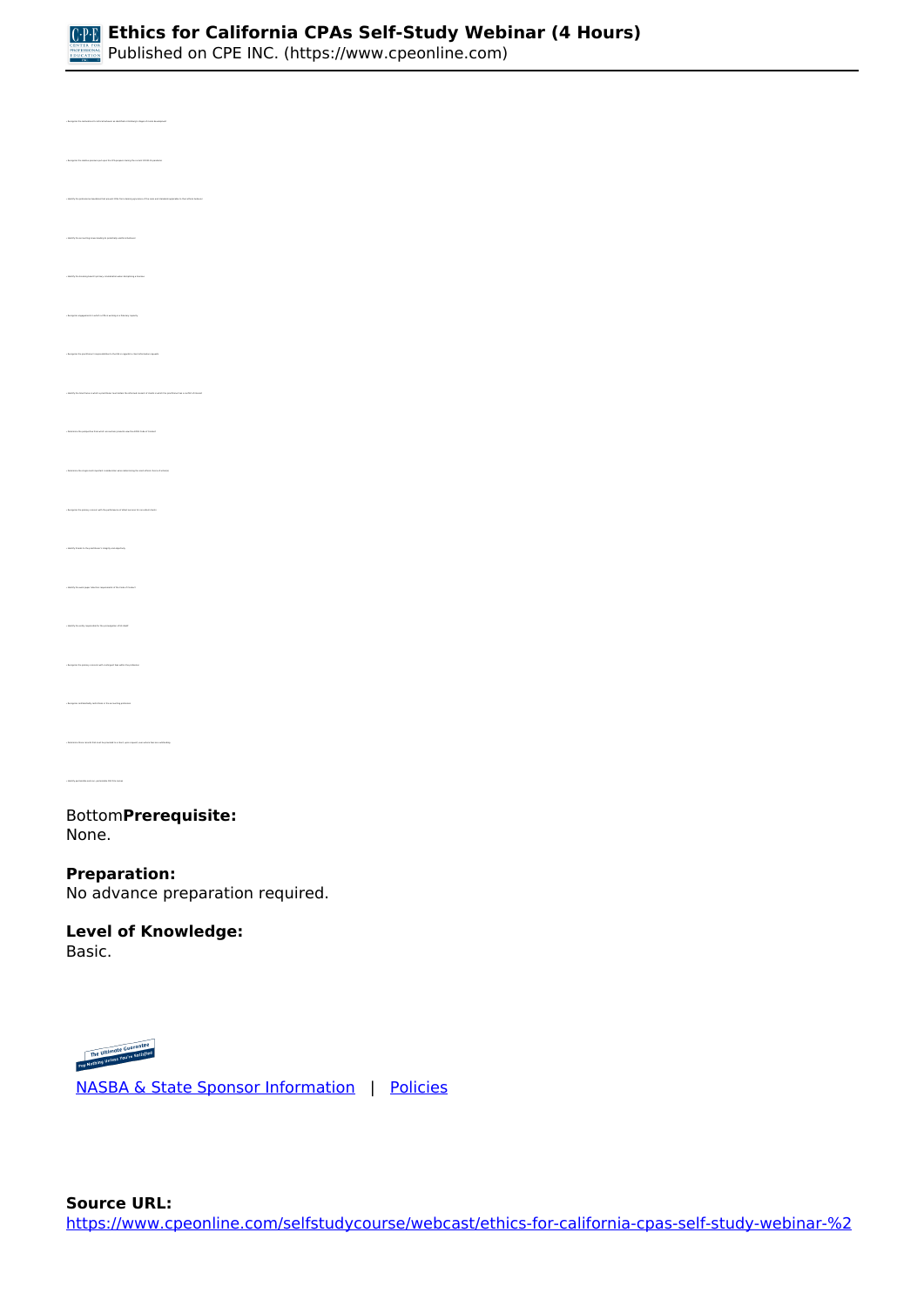Bottom**Prerequisite:**
None.

**Preparation:**
No advance preparation required.

**Level of Knowledge:**
Basic.

NASBA & State Sponsor Information | Policies

**Source URL:**
https://www.cpeonline.com/selfstudycourse/webcast/ethics-for-california-cpas-self-study-webinar-%2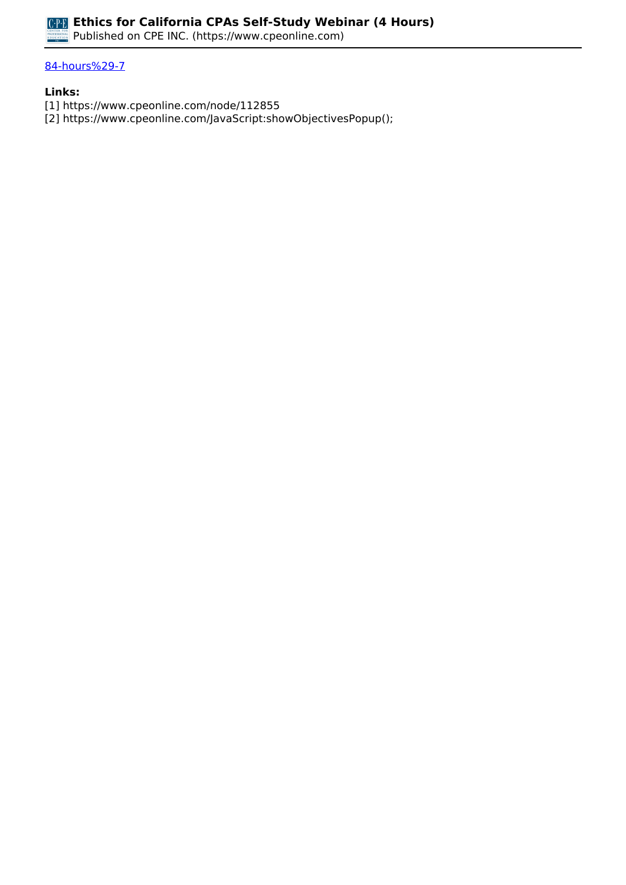84-hours%29-7

**Links:**
[1] https://www.cpeonline.com/node/112855
[2] https://www.cpeonline.com/JavaScript:showObjectivesPopup();